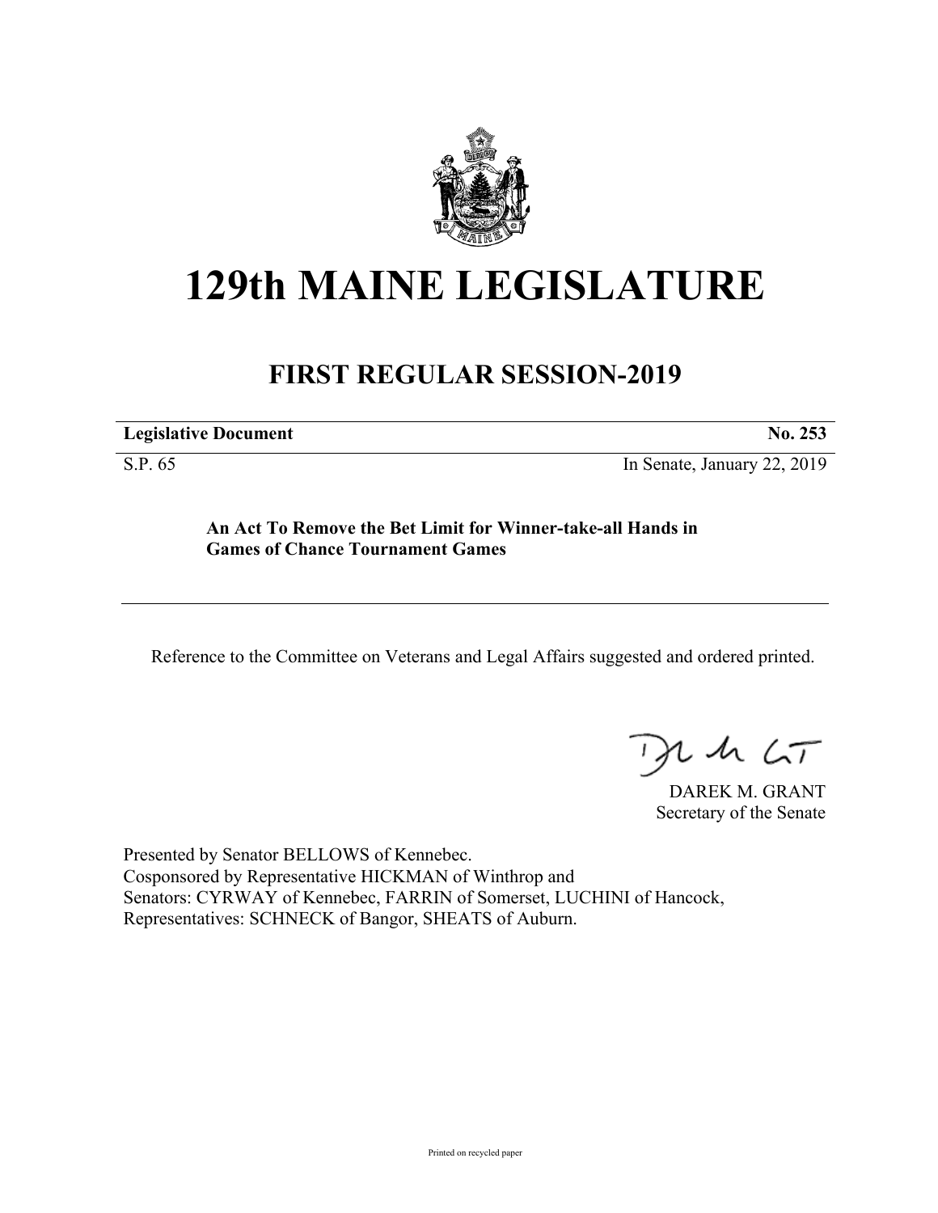# 129th MAINE LEGISLATURE

## FIRST REGULAR SESSION-2019

**Legislative Document** **No. 253**

S.P. 65 In Senate, January 22, 2019

**An Act To Remove the Bet Limit for Winner-take-all Hands in Games of Chance Tournament Games**

Reference to the Committee on Veterans and Legal Affairs suggested and ordered printed.

DAREK M. GRANT
Secretary of the Senate

Presented by Senator BELLOWS of Kennebec.
Cosponsored by Representative HICKMAN of Winthrop and
Senators: CYRWAY of Kennebec, FARRIN of Somerset, LUCHINI of Hancock,
Representatives: SCHNECK of Bangor, SHEATS of Auburn.

Printed on recycled paper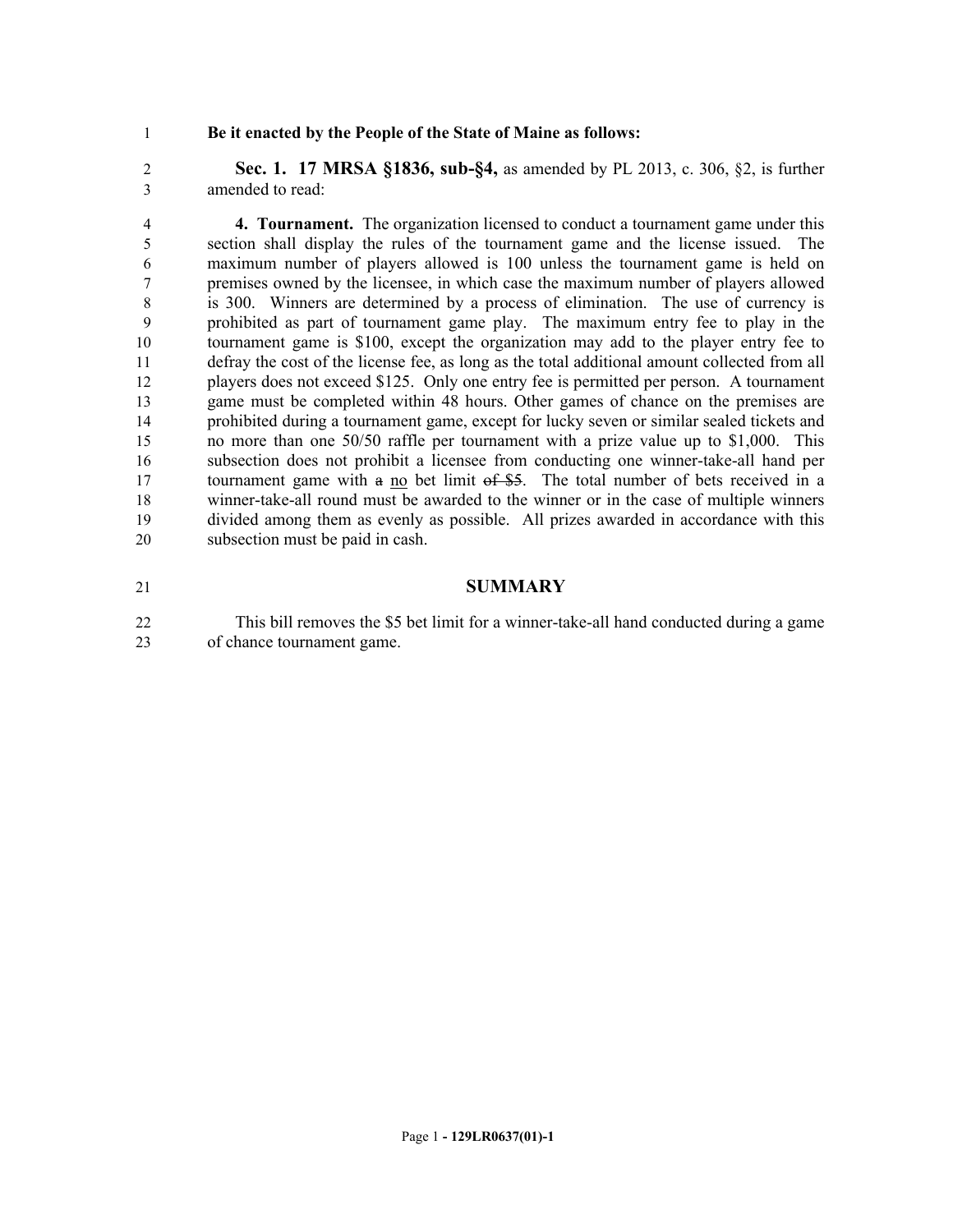**Be it enacted by the People of the State of Maine as follows:**

**Sec. 1. 17 MRSA §1836, sub-§4,** as amended by PL 2013, c. 306, §2, is further amended to read:

**4. Tournament.** The organization licensed to conduct a tournament game under this section shall display the rules of the tournament game and the license issued. The maximum number of players allowed is 100 unless the tournament game is held on premises owned by the licensee, in which case the maximum number of players allowed is 300. Winners are determined by a process of elimination. The use of currency is prohibited as part of tournament game play. The maximum entry fee to play in the tournament game is $100, except the organization may add to the player entry fee to defray the cost of the license fee, as long as the total additional amount collected from all players does not exceed $125. Only one entry fee is permitted per person. A tournament game must be completed within 48 hours. Other games of chance on the premises are prohibited during a tournament game, except for lucky seven or similar sealed tickets and no more than one 50/50 raffle per tournament with a prize value up to $1,000. This subsection does not prohibit a licensee from conducting one winner-take-all hand per tournament game with ~~a~~ <u>no</u> bet limit ~~of $5~~. The total number of bets received in a winner-take-all round must be awarded to the winner or in the case of multiple winners divided among them as evenly as possible. All prizes awarded in accordance with this subsection must be paid in cash.

## SUMMARY

This bill removes the $5 bet limit for a winner-take-all hand conducted during a game of chance tournament game.